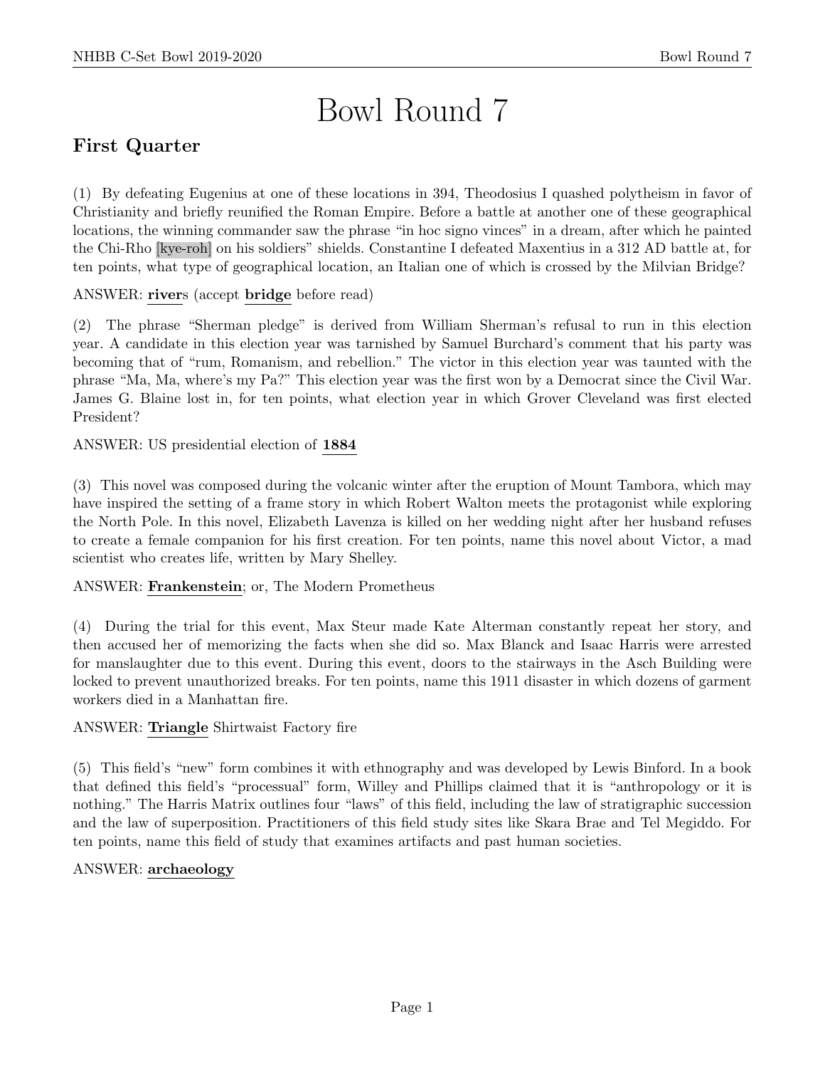# Bowl Round 7

## First Quarter

(1) By defeating Eugenius at one of these locations in 394, Theodosius I quashed polytheism in favor of Christianity and briefly reunified the Roman Empire. Before a battle at another one of these geographical locations, the winning commander saw the phrase "in hoc signo vinces" in a dream, after which he painted the Chi-Rho [kye-roh] on his soldiers" shields. Constantine I defeated Maxentius in a 312 AD battle at, for ten points, what type of geographical location, an Italian one of which is crossed by the Milvian Bridge?

ANSWER: **river**s (accept **bridge** before read)

(2) The phrase "Sherman pledge" is derived from William Sherman's refusal to run in this election year. A candidate in this election year was tarnished by Samuel Burchard's comment that his party was becoming that of "rum, Romanism, and rebellion." The victor in this election year was taunted with the phrase "Ma, Ma, where's my Pa?" This election year was the first won by a Democrat since the Civil War. James G. Blaine lost in, for ten points, what election year in which Grover Cleveland was first elected President?

ANSWER: US presidential election of **1884**

(3) This novel was composed during the volcanic winter after the eruption of Mount Tambora, which may have inspired the setting of a frame story in which Robert Walton meets the protagonist while exploring the North Pole. In this novel, Elizabeth Lavenza is killed on her wedding night after her husband refuses to create a female companion for his first creation. For ten points, name this novel about Victor, a mad scientist who creates life, written by Mary Shelley.

ANSWER: **Frankenstein**; or, The Modern Prometheus

(4) During the trial for this event, Max Steur made Kate Alterman constantly repeat her story, and then accused her of memorizing the facts when she did so. Max Blanck and Isaac Harris were arrested for manslaughter due to this event. During this event, doors to the stairways in the Asch Building were locked to prevent unauthorized breaks. For ten points, name this 1911 disaster in which dozens of garment workers died in a Manhattan fire.

ANSWER: **Triangle** Shirtwaist Factory fire

(5) This field's "new" form combines it with ethnography and was developed by Lewis Binford. In a book that defined this field's "processual" form, Willey and Phillips claimed that it is "anthropology or it is nothing." The Harris Matrix outlines four "laws" of this field, including the law of stratigraphic succession and the law of superposition. Practitioners of this field study sites like Skara Brae and Tel Megiddo. For ten points, name this field of study that examines artifacts and past human societies.

ANSWER: **archaeology**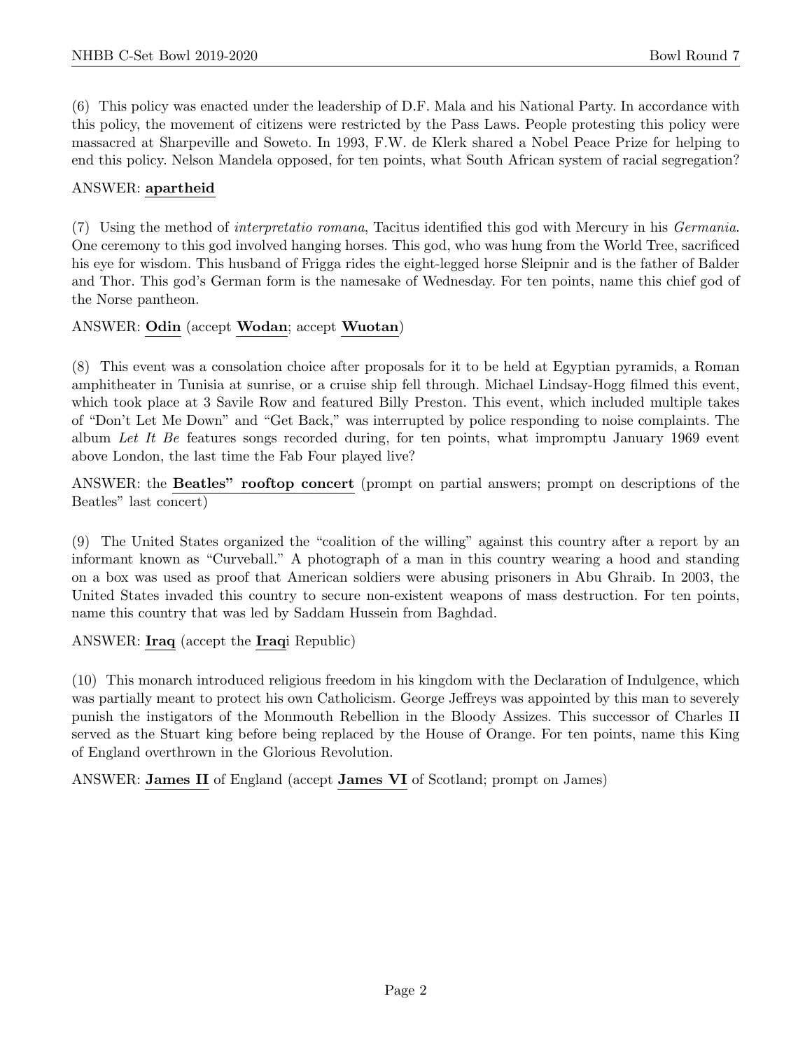(6) This policy was enacted under the leadership of D.F. Mala and his National Party. In accordance with this policy, the movement of citizens were restricted by the Pass Laws. People protesting this policy were massacred at Sharpeville and Soweto. In 1993, F.W. de Klerk shared a Nobel Peace Prize for helping to end this policy. Nelson Mandela opposed, for ten points, what South African system of racial segregation?

ANSWER: **apartheid**

(7) Using the method of *interpretatio romana*, Tacitus identified this god with Mercury in his *Germania*. One ceremony to this god involved hanging horses. This god, who was hung from the World Tree, sacrificed his eye for wisdom. This husband of Frigga rides the eight-legged horse Sleipnir and is the father of Balder and Thor. This god's German form is the namesake of Wednesday. For ten points, name this chief god of the Norse pantheon.

ANSWER: **Odin** (accept **Wodan**; accept **Wuotan**)

(8) This event was a consolation choice after proposals for it to be held at Egyptian pyramids, a Roman amphitheater in Tunisia at sunrise, or a cruise ship fell through. Michael Lindsay-Hogg filmed this event, which took place at 3 Savile Row and featured Billy Preston. This event, which included multiple takes of "Don't Let Me Down" and "Get Back," was interrupted by police responding to noise complaints. The album *Let It Be* features songs recorded during, for ten points, what impromptu January 1969 event above London, the last time the Fab Four played live?

ANSWER: the **Beatles" rooftop concert** (prompt on partial answers; prompt on descriptions of the Beatles" last concert)

(9) The United States organized the "coalition of the willing" against this country after a report by an informant known as "Curveball." A photograph of a man in this country wearing a hood and standing on a box was used as proof that American soldiers were abusing prisoners in Abu Ghraib. In 2003, the United States invaded this country to secure non-existent weapons of mass destruction. For ten points, name this country that was led by Saddam Hussein from Baghdad.

ANSWER: **Iraq** (accept the **Iraq**i Republic)

(10) This monarch introduced religious freedom in his kingdom with the Declaration of Indulgence, which was partially meant to protect his own Catholicism. George Jeffreys was appointed by this man to severely punish the instigators of the Monmouth Rebellion in the Bloody Assizes. This successor of Charles II served as the Stuart king before being replaced by the House of Orange. For ten points, name this King of England overthrown in the Glorious Revolution.

ANSWER: **James II** of England (accept **James VI** of Scotland; prompt on James)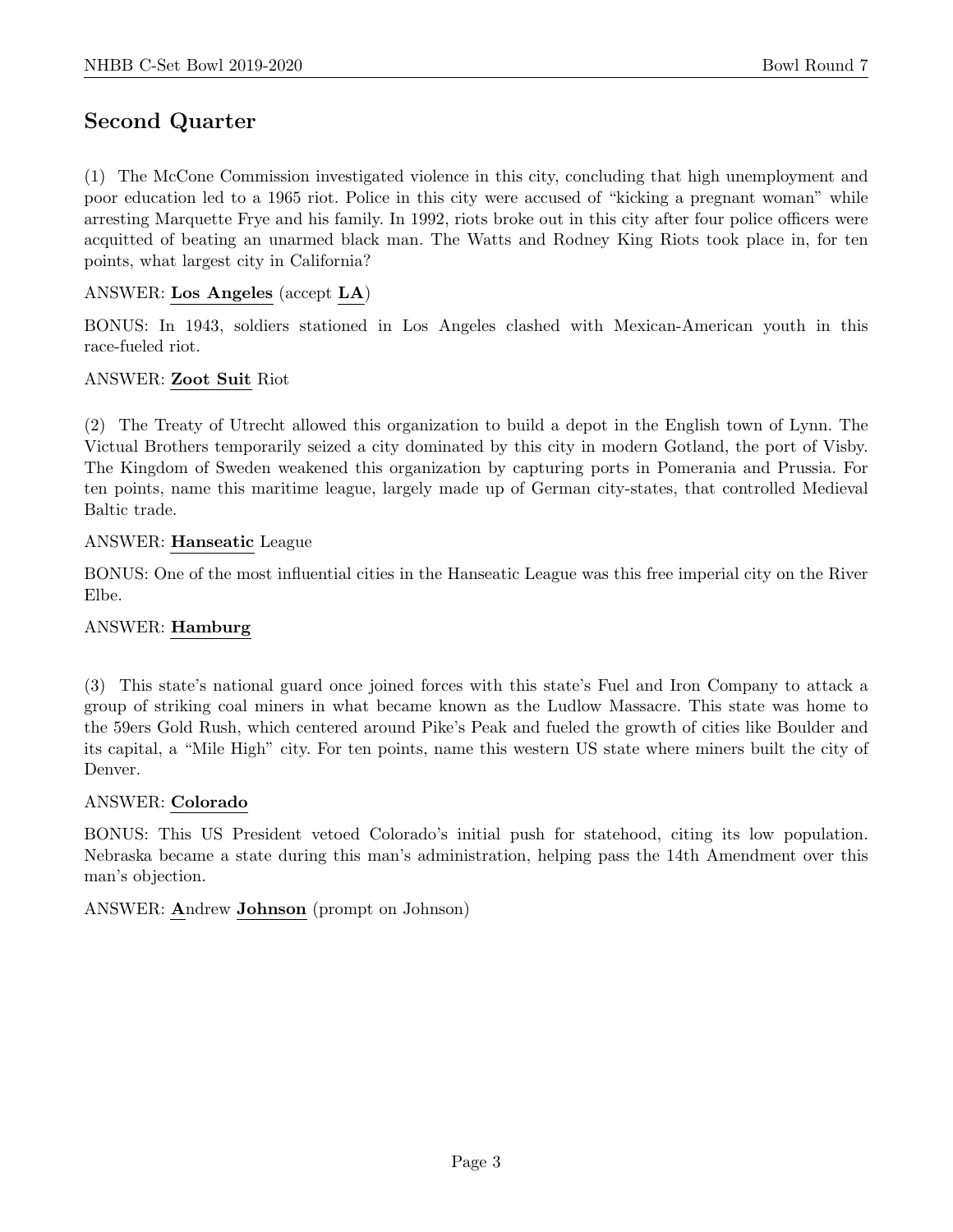## Second Quarter

(1) The McCone Commission investigated violence in this city, concluding that high unemployment and poor education led to a 1965 riot. Police in this city were accused of "kicking a pregnant woman" while arresting Marquette Frye and his family. In 1992, riots broke out in this city after four police officers were acquitted of beating an unarmed black man. The Watts and Rodney King Riots took place in, for ten points, what largest city in California?

ANSWER: **Los Angeles** (accept **LA**)

BONUS: In 1943, soldiers stationed in Los Angeles clashed with Mexican-American youth in this race-fueled riot.

ANSWER: **Zoot Suit** Riot

(2) The Treaty of Utrecht allowed this organization to build a depot in the English town of Lynn. The Victual Brothers temporarily seized a city dominated by this city in modern Gotland, the port of Visby. The Kingdom of Sweden weakened this organization by capturing ports in Pomerania and Prussia. For ten points, name this maritime league, largely made up of German city-states, that controlled Medieval Baltic trade.

ANSWER: **Hanseatic** League

BONUS: One of the most influential cities in the Hanseatic League was this free imperial city on the River Elbe.

ANSWER: **Hamburg**

(3) This state's national guard once joined forces with this state's Fuel and Iron Company to attack a group of striking coal miners in what became known as the Ludlow Massacre. This state was home to the 59ers Gold Rush, which centered around Pike's Peak and fueled the growth of cities like Boulder and its capital, a "Mile High" city. For ten points, name this western US state where miners built the city of Denver.

ANSWER: **Colorado**

BONUS: This US President vetoed Colorado's initial push for statehood, citing its low population. Nebraska became a state during this man's administration, helping pass the 14th Amendment over this man's objection.

ANSWER: **A**ndrew **Johnson** (prompt on Johnson)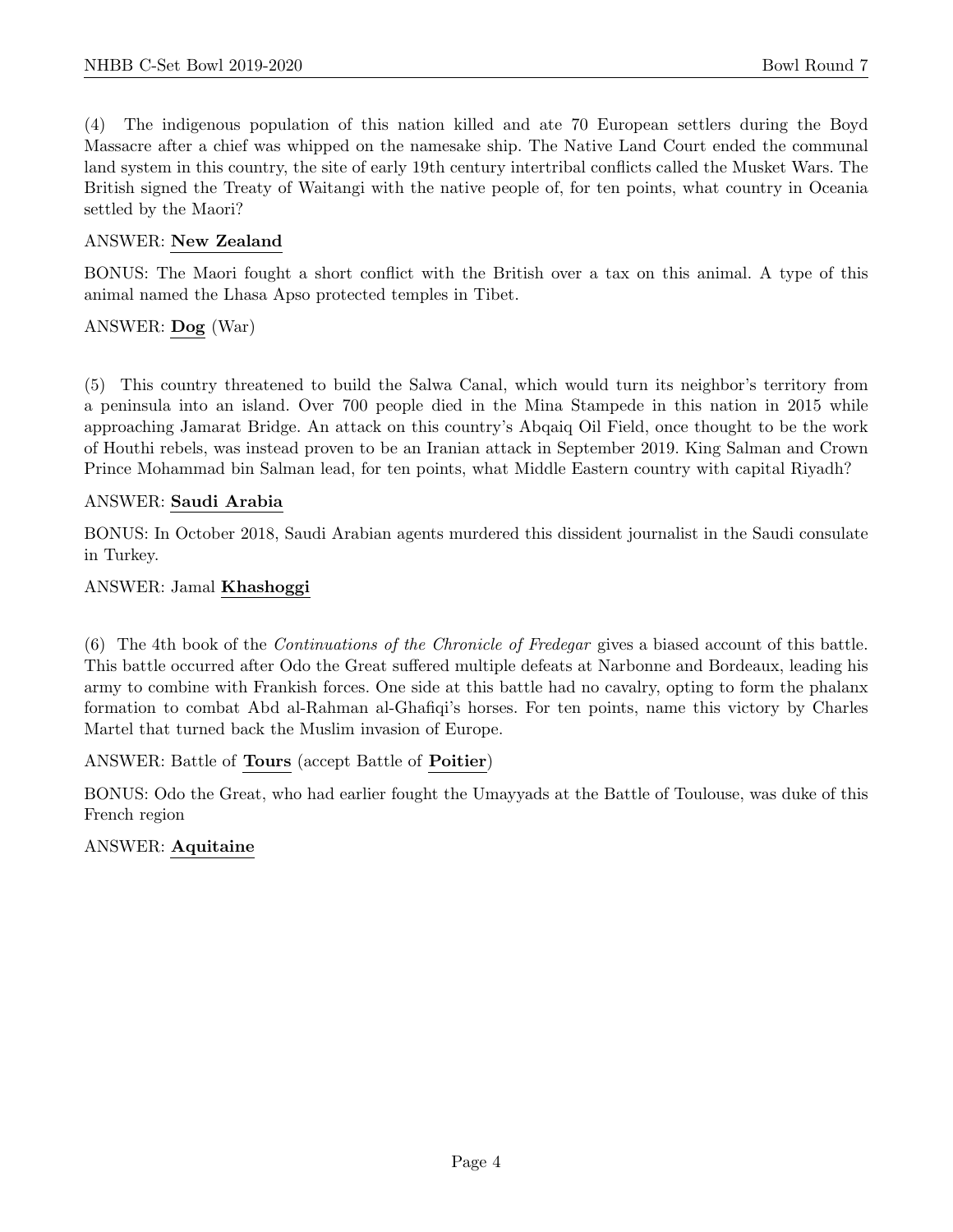(4) The indigenous population of this nation killed and ate 70 European settlers during the Boyd Massacre after a chief was whipped on the namesake ship. The Native Land Court ended the communal land system in this country, the site of early 19th century intertribal conflicts called the Musket Wars. The British signed the Treaty of Waitangi with the native people of, for ten points, what country in Oceania settled by the Maori?

ANSWER: **New Zealand**

BONUS: The Maori fought a short conflict with the British over a tax on this animal. A type of this animal named the Lhasa Apso protected temples in Tibet.

ANSWER: **Dog** (War)

(5) This country threatened to build the Salwa Canal, which would turn its neighbor's territory from a peninsula into an island. Over 700 people died in the Mina Stampede in this nation in 2015 while approaching Jamarat Bridge. An attack on this country's Abqaiq Oil Field, once thought to be the work of Houthi rebels, was instead proven to be an Iranian attack in September 2019. King Salman and Crown Prince Mohammad bin Salman lead, for ten points, what Middle Eastern country with capital Riyadh?

ANSWER: **Saudi Arabia**

BONUS: In October 2018, Saudi Arabian agents murdered this dissident journalist in the Saudi consulate in Turkey.

ANSWER: Jamal **Khashoggi**

(6) The 4th book of the *Continuations of the Chronicle of Fredegar* gives a biased account of this battle. This battle occurred after Odo the Great suffered multiple defeats at Narbonne and Bordeaux, leading his army to combine with Frankish forces. One side at this battle had no cavalry, opting to form the phalanx formation to combat Abd al-Rahman al-Ghafiqi's horses. For ten points, name this victory by Charles Martel that turned back the Muslim invasion of Europe.

ANSWER: Battle of **Tours** (accept Battle of **Poitier**)

BONUS: Odo the Great, who had earlier fought the Umayyads at the Battle of Toulouse, was duke of this French region

ANSWER: **Aquitaine**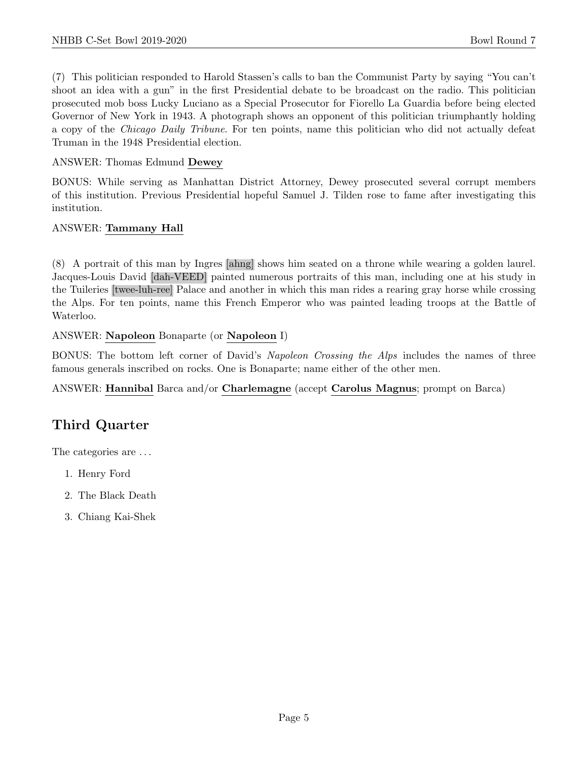(7) This politician responded to Harold Stassen's calls to ban the Communist Party by saying "You can't shoot an idea with a gun" in the first Presidential debate to be broadcast on the radio. This politician prosecuted mob boss Lucky Luciano as a Special Prosecutor for Fiorello La Guardia before being elected Governor of New York in 1943. A photograph shows an opponent of this politician triumphantly holding a copy of the *Chicago Daily Tribune*. For ten points, name this politician who did not actually defeat Truman in the 1948 Presidential election.

ANSWER: Thomas Edmund **Dewey**

BONUS: While serving as Manhattan District Attorney, Dewey prosecuted several corrupt members of this institution. Previous Presidential hopeful Samuel J. Tilden rose to fame after investigating this institution.

ANSWER: **Tammany Hall**

(8) A portrait of this man by Ingres [ahng] shows him seated on a throne while wearing a golden laurel. Jacques-Louis David [dah-VEED] painted numerous portraits of this man, including one at his study in the Tuileries [twee-luh-ree] Palace and another in which this man rides a rearing gray horse while crossing the Alps. For ten points, name this French Emperor who was painted leading troops at the Battle of Waterloo.

ANSWER: **Napoleon** Bonaparte (or **Napoleon** I)

BONUS: The bottom left corner of David's *Napoleon Crossing the Alps* includes the names of three famous generals inscribed on rocks. One is Bonaparte; name either of the other men.

ANSWER: **Hannibal** Barca and/or **Charlemagne** (accept **Carolus Magnus**; prompt on Barca)

## Third Quarter

The categories are ...

1. Henry Ford
2. The Black Death
3. Chiang Kai-Shek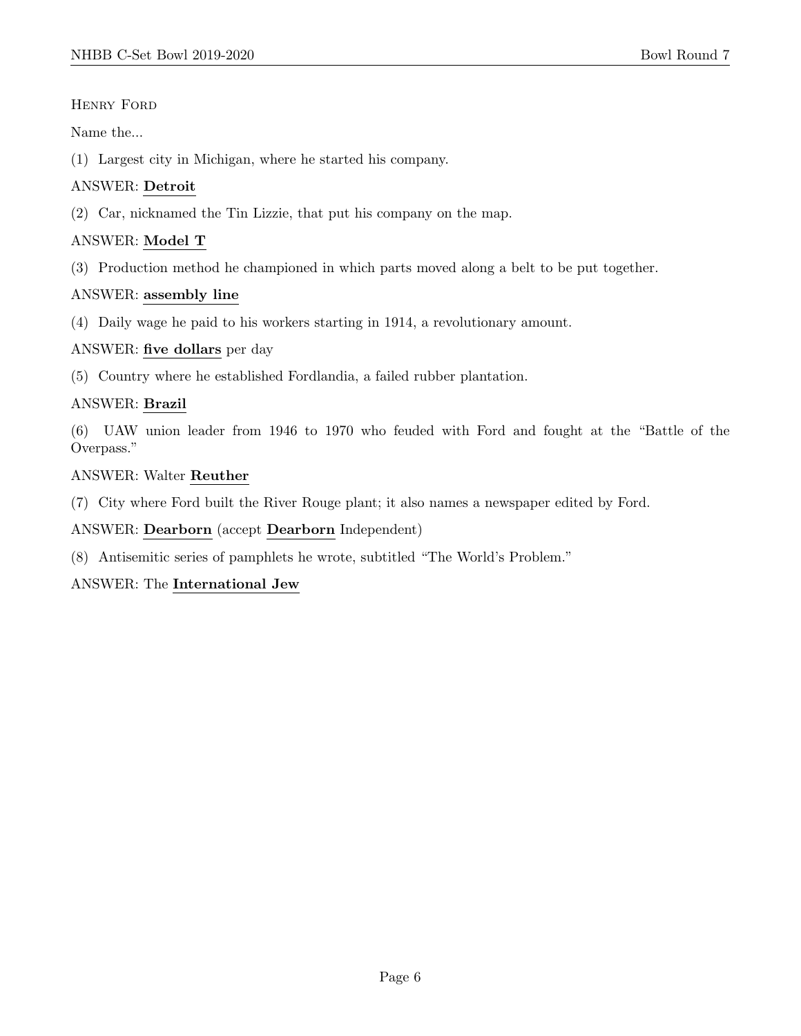Henry Ford

Name the...

(1) Largest city in Michigan, where he started his company.

ANSWER: **Detroit**

(2) Car, nicknamed the Tin Lizzie, that put his company on the map.

ANSWER: **Model T**

(3) Production method he championed in which parts moved along a belt to be put together.

ANSWER: **assembly line**

(4) Daily wage he paid to his workers starting in 1914, a revolutionary amount.

ANSWER: **five dollars** per day

(5) Country where he established Fordlandia, a failed rubber plantation.

ANSWER: **Brazil**

(6) UAW union leader from 1946 to 1970 who feuded with Ford and fought at the "Battle of the Overpass."

ANSWER: Walter **Reuther**

(7) City where Ford built the River Rouge plant; it also names a newspaper edited by Ford.

ANSWER: **Dearborn** (accept **Dearborn** Independent)

(8) Antisemitic series of pamphlets he wrote, subtitled "The World's Problem."

ANSWER: The **International Jew**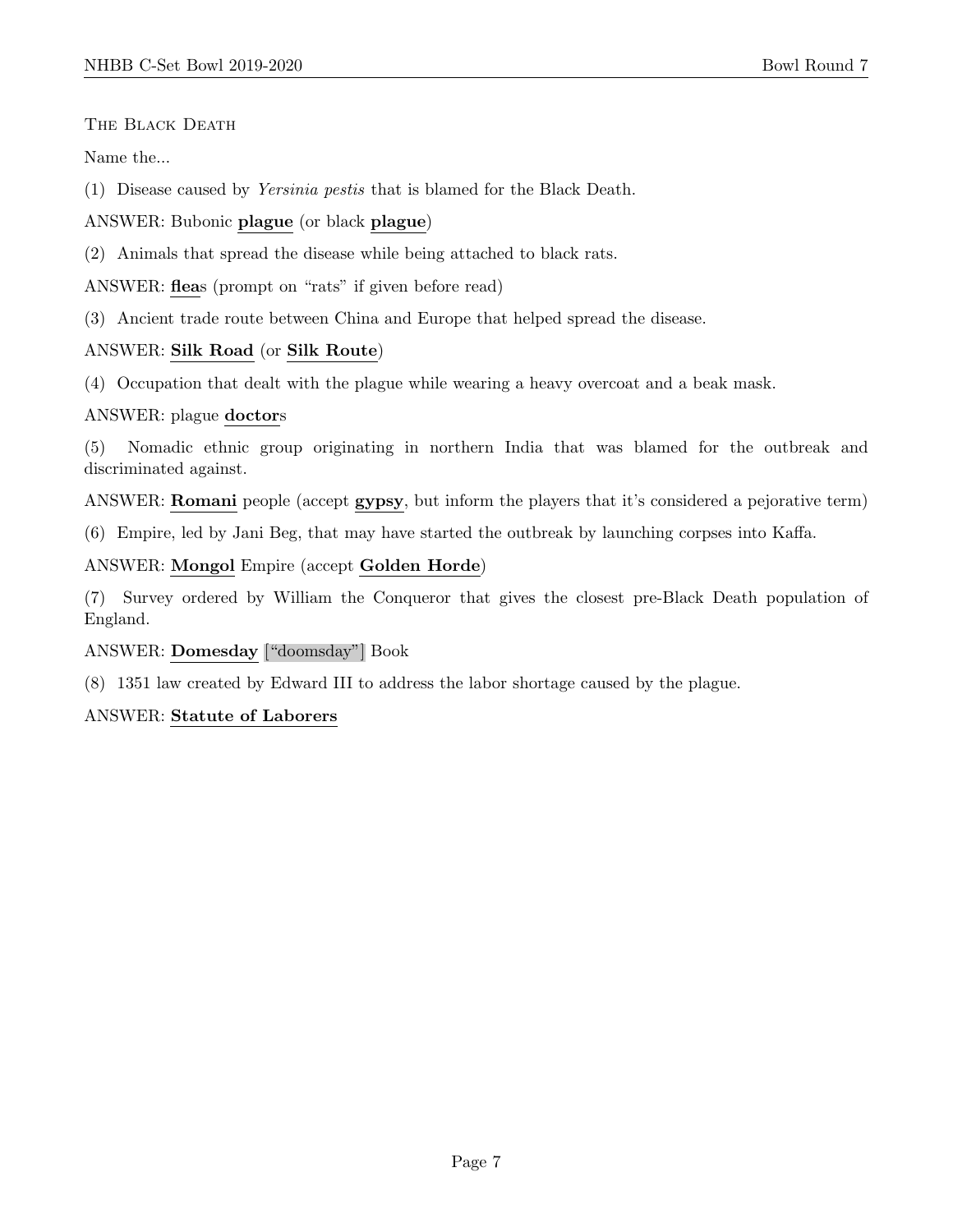The Black Death

Name the...

(1) Disease caused by *Yersinia pestis* that is blamed for the Black Death.

ANSWER: Bubonic **plague** (or black **plague**)

(2) Animals that spread the disease while being attached to black rats.

ANSWER: **flea**s (prompt on "rats" if given before read)

(3) Ancient trade route between China and Europe that helped spread the disease.

ANSWER: **Silk Road** (or **Silk Route**)

(4) Occupation that dealt with the plague while wearing a heavy overcoat and a beak mask.

ANSWER: plague **doctor**s

(5) Nomadic ethnic group originating in northern India that was blamed for the outbreak and discriminated against.

ANSWER: **Romani** people (accept **gypsy**, but inform the players that it's considered a pejorative term)

(6) Empire, led by Jani Beg, that may have started the outbreak by launching corpses into Kaffa.

ANSWER: **Mongol** Empire (accept **Golden Horde**)

(7) Survey ordered by William the Conqueror that gives the closest pre-Black Death population of England.

ANSWER: **Domesday** ["doomsday"] Book

(8) 1351 law created by Edward III to address the labor shortage caused by the plague.

ANSWER: **Statute of Laborers**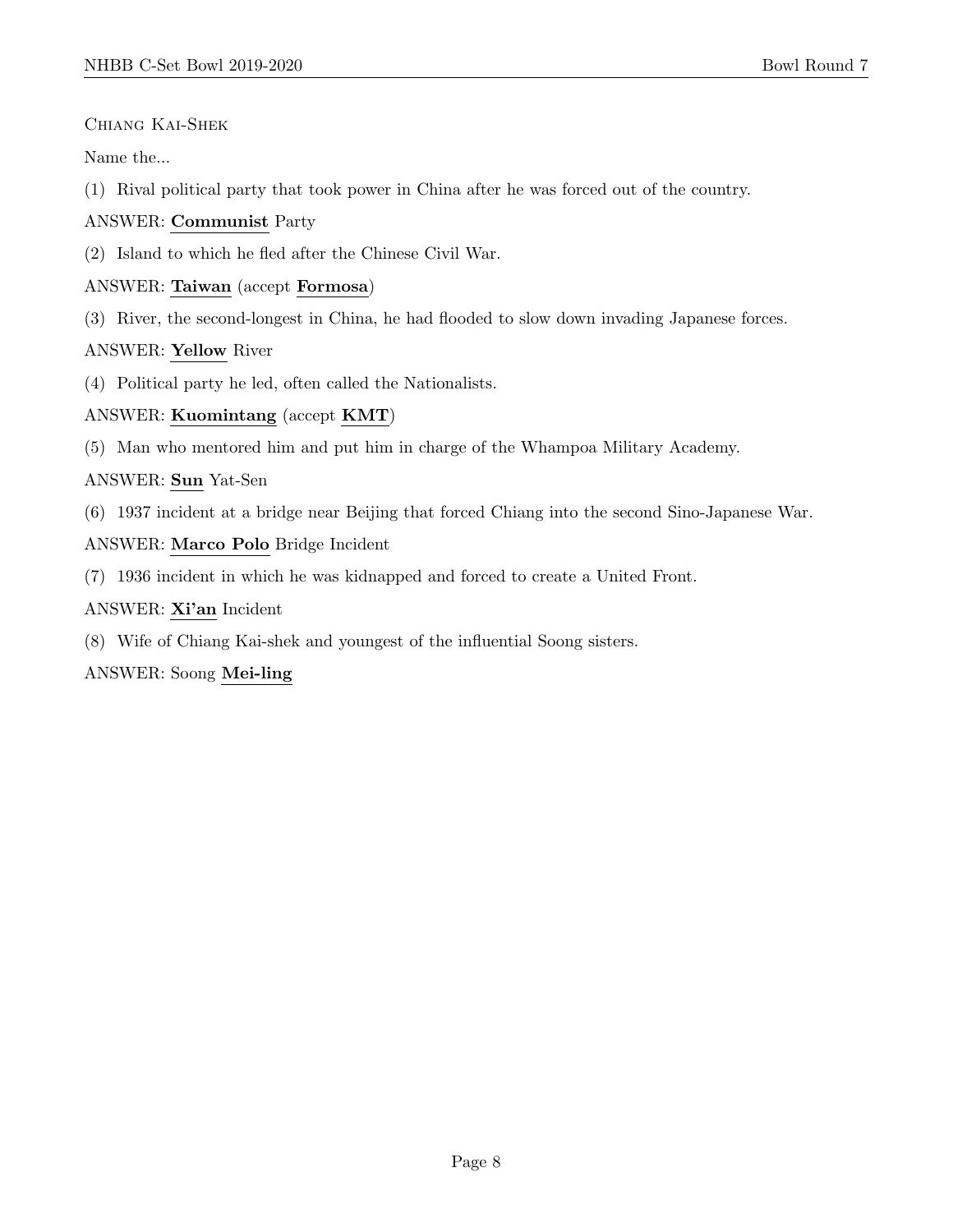Chiang Kai-Shek

Name the...

(1) Rival political party that took power in China after he was forced out of the country.

ANSWER: **Communist** Party

(2) Island to which he fled after the Chinese Civil War.

ANSWER: **Taiwan** (accept **Formosa**)

(3) River, the second-longest in China, he had flooded to slow down invading Japanese forces.

ANSWER: **Yellow** River

(4) Political party he led, often called the Nationalists.

ANSWER: **Kuomintang** (accept **KMT**)

(5) Man who mentored him and put him in charge of the Whampoa Military Academy.

ANSWER: **Sun** Yat-Sen

(6) 1937 incident at a bridge near Beijing that forced Chiang into the second Sino-Japanese War.

ANSWER: **Marco Polo** Bridge Incident

(7) 1936 incident in which he was kidnapped and forced to create a United Front.

ANSWER: **Xi'an** Incident

(8) Wife of Chiang Kai-shek and youngest of the influential Soong sisters.

ANSWER: Soong **Mei-ling**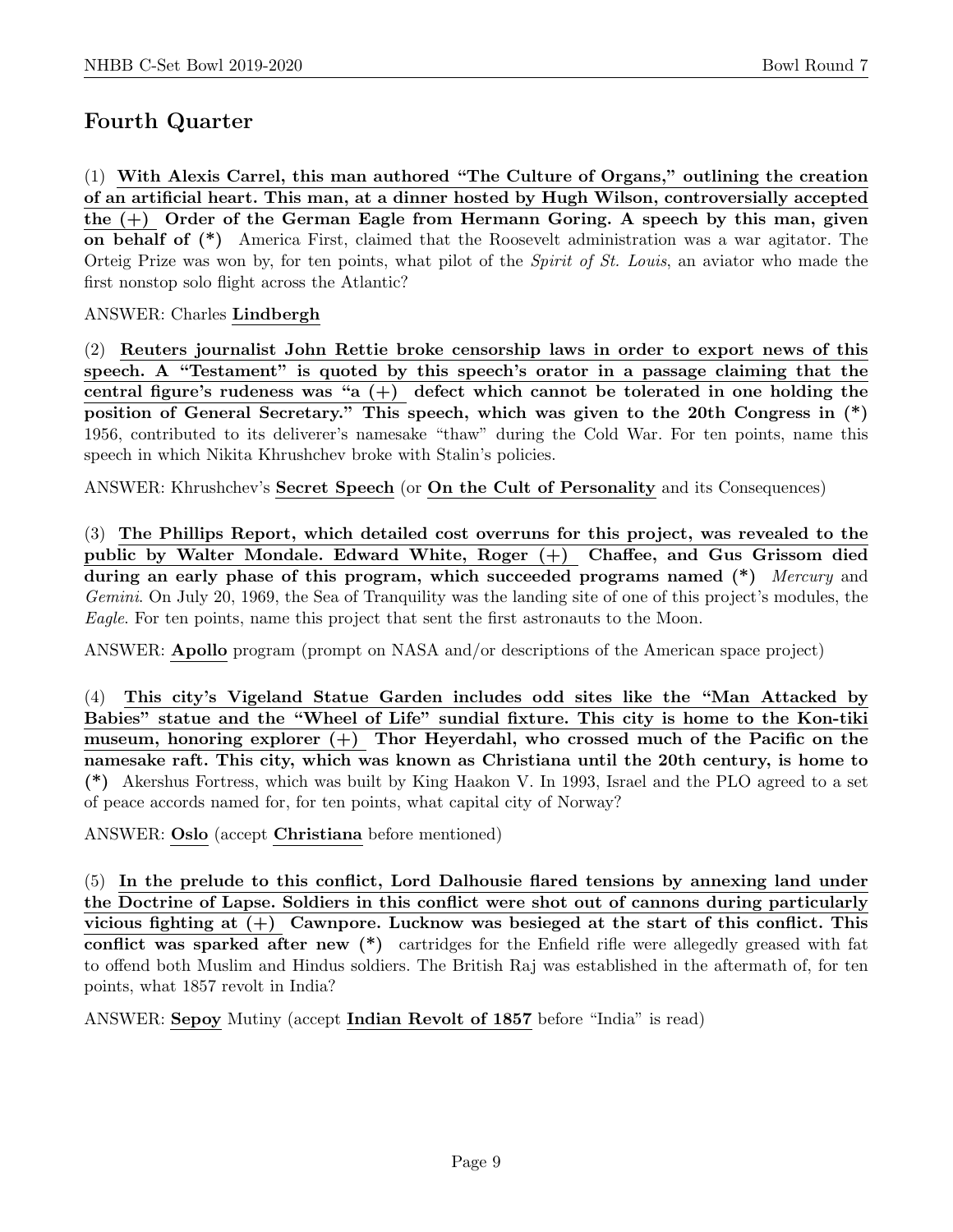## Fourth Quarter

(1) **With Alexis Carrel, this man authored "The Culture of Organs," outlining the creation of an artificial heart. This man, at a dinner hosted by Hugh Wilson, controversially accepted the (+) Order of the German Eagle from Hermann Goring. A speech by this man, given on behalf of (*)** America First, claimed that the Roosevelt administration was a war agitator. The Orteig Prize was won by, for ten points, what pilot of the *Spirit of St. Louis*, an aviator who made the first nonstop solo flight across the Atlantic?

ANSWER: Charles **Lindbergh**

(2) **Reuters journalist John Rettie broke censorship laws in order to export news of this speech. A "Testament" is quoted by this speech's orator in a passage claiming that the central figure's rudeness was "a (+) defect which cannot be tolerated in one holding the position of General Secretary." This speech, which was given to the 20th Congress in (*)** 1956, contributed to its deliverer's namesake "thaw" during the Cold War. For ten points, name this speech in which Nikita Khrushchev broke with Stalin's policies.

ANSWER: Khrushchev's **Secret Speech** (or **On the Cult of Personality** and its Consequences)

(3) **The Phillips Report, which detailed cost overruns for this project, was revealed to the public by Walter Mondale. Edward White, Roger (+) Chaffee, and Gus Grissom died during an early phase of this program, which succeeded programs named (*)** *Mercury* and *Gemini*. On July 20, 1969, the Sea of Tranquility was the landing site of one of this project's modules, the *Eagle*. For ten points, name this project that sent the first astronauts to the Moon.

ANSWER: **Apollo** program (prompt on NASA and/or descriptions of the American space project)

(4) **This city's Vigeland Statue Garden includes odd sites like the "Man Attacked by Babies" statue and the "Wheel of Life" sundial fixture. This city is home to the Kon-tiki museum, honoring explorer (+) Thor Heyerdahl, who crossed much of the Pacific on the namesake raft. This city, which was known as Christiana until the 20th century, is home to (*)** Akershus Fortress, which was built by King Haakon V. In 1993, Israel and the PLO agreed to a set of peace accords named for, for ten points, what capital city of Norway?

ANSWER: **Oslo** (accept **Christiana** before mentioned)

(5) **In the prelude to this conflict, Lord Dalhousie flared tensions by annexing land under the Doctrine of Lapse. Soldiers in this conflict were shot out of cannons during particularly vicious fighting at (+) Cawnpore. Lucknow was besieged at the start of this conflict. This conflict was sparked after new (*)** cartridges for the Enfield rifle were allegedly greased with fat to offend both Muslim and Hindus soldiers. The British Raj was established in the aftermath of, for ten points, what 1857 revolt in India?

ANSWER: **Sepoy** Mutiny (accept **Indian Revolt of 1857** before "India" is read)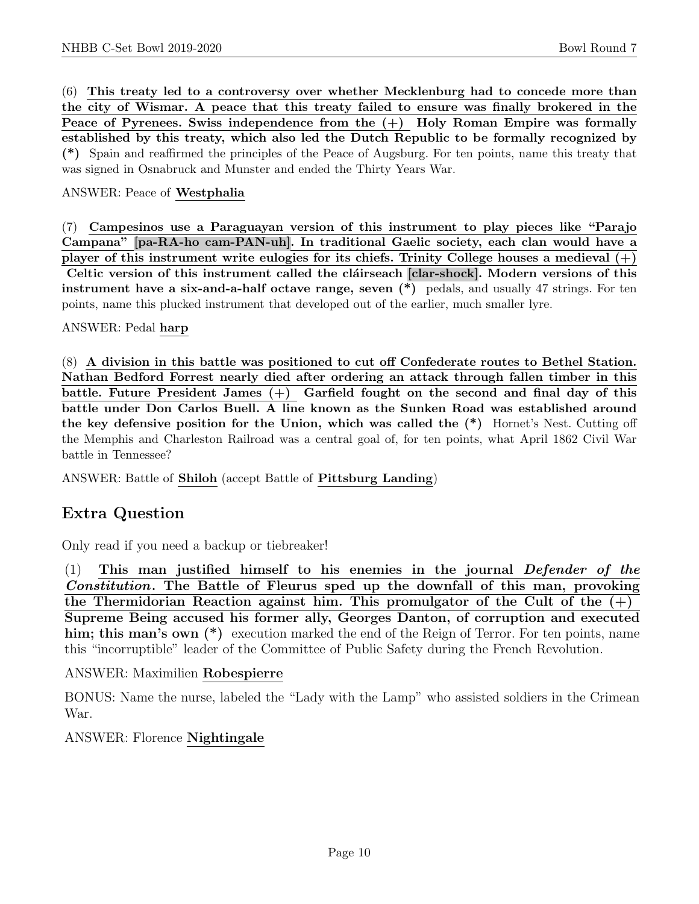(6) **This treaty led to a controversy over whether Mecklenburg had to concede more than the city of Wismar. A peace that this treaty failed to ensure was finally brokered in the Peace of Pyrenees. Swiss independence from the (+) Holy Roman Empire was formally established by this treaty, which also led the Dutch Republic to be formally recognized by (\*)** Spain and reaffirmed the principles of the Peace of Augsburg. For ten points, name this treaty that was signed in Osnabruck and Munster and ended the Thirty Years War.

ANSWER: Peace of **Westphalia**

(7) **Campesinos use a Paraguayan version of this instrument to play pieces like "Parajo Campana" [pa-RA-ho cam-PAN-uh]. In traditional Gaelic society, each clan would have a player of this instrument write eulogies for its chiefs. Trinity College houses a medieval (+) Celtic version of this instrument called the cláirseach [clar-shock]. Modern versions of this instrument have a six-and-a-half octave range, seven (\*)** pedals, and usually 47 strings. For ten points, name this plucked instrument that developed out of the earlier, much smaller lyre.

ANSWER: Pedal **harp**

(8) **A division in this battle was positioned to cut off Confederate routes to Bethel Station. Nathan Bedford Forrest nearly died after ordering an attack through fallen timber in this battle. Future President James (+) Garfield fought on the second and final day of this battle under Don Carlos Buell. A line known as the Sunken Road was established around the key defensive position for the Union, which was called the (\*)** Hornet's Nest. Cutting off the Memphis and Charleston Railroad was a central goal of, for ten points, what April 1862 Civil War battle in Tennessee?

ANSWER: Battle of **Shiloh** (accept Battle of **Pittsburg Landing**)

## Extra Question

Only read if you need a backup or tiebreaker!

(1) **This man justified himself to his enemies in the journal *Defender of the Constitution*. The Battle of Fleurus sped up the downfall of this man, provoking the Thermidorian Reaction against him. This promulgator of the Cult of the (+) Supreme Being accused his former ally, Georges Danton, of corruption and executed him; this man's own (\*)** execution marked the end of the Reign of Terror. For ten points, name this "incorruptible" leader of the Committee of Public Safety during the French Revolution.

ANSWER: Maximilien **Robespierre**

BONUS: Name the nurse, labeled the "Lady with the Lamp" who assisted soldiers in the Crimean War.

ANSWER: Florence **Nightingale**